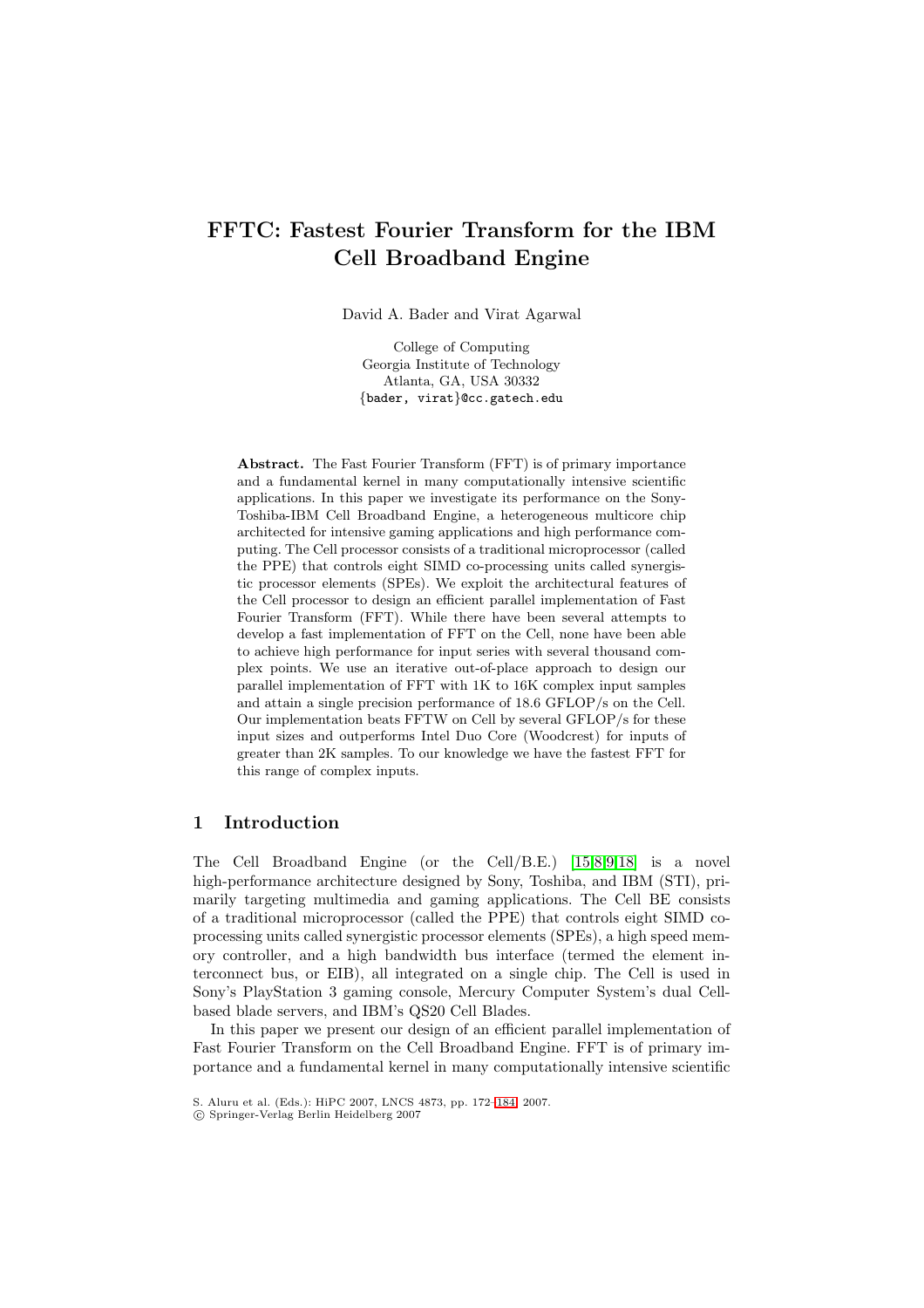# FFTC: Fastest Fourier Transform for the IBM Cell Broadband Engine

David A. Bader and Virat Agarwal

College of Computing
Georgia Institute of Technology
Atlanta, GA, USA 30332
{bader, virat}@cc.gatech.edu

**Abstract.** The Fast Fourier Transform (FFT) is of primary importance and a fundamental kernel in many computationally intensive scientific applications. In this paper we investigate its performance on the Sony-Toshiba-IBM Cell Broadband Engine, a heterogeneous multicore chip architected for intensive gaming applications and high performance computing. The Cell processor consists of a traditional microprocessor (called the PPE) that controls eight SIMD co-processing units called synergistic processor elements (SPEs). We exploit the architectural features of the Cell processor to design an efficient parallel implementation of Fast Fourier Transform (FFT). While there have been several attempts to develop a fast implementation of FFT on the Cell, none have been able to achieve high performance for input series with several thousand complex points. We use an iterative out-of-place approach to design our parallel implementation of FFT with 1K to 16K complex input samples and attain a single precision performance of 18.6 GFLOP/s on the Cell. Our implementation beats FFTW on Cell by several GFLOP/s for these input sizes and outperforms Intel Duo Core (Woodcrest) for inputs of greater than 2K samples. To our knowledge we have the fastest FFT for this range of complex inputs.

## 1 Introduction

The Cell Broadband Engine (or the Cell/B.E.) [15,8,9,18] is a novel high-performance architecture designed by Sony, Toshiba, and IBM (STI), primarily targeting multimedia and gaming applications. The Cell BE consists of a traditional microprocessor (called the PPE) that controls eight SIMD co-processing units called synergistic processor elements (SPEs), a high speed memory controller, and a high bandwidth bus interface (termed the element interconnect bus, or EIB), all integrated on a single chip. The Cell is used in Sony's PlayStation 3 gaming console, Mercury Computer System's dual Cell-based blade servers, and IBM's QS20 Cell Blades.

In this paper we present our design of an efficient parallel implementation of Fast Fourier Transform on the Cell Broadband Engine. FFT is of primary importance and a fundamental kernel in many computationally intensive scientific

S. Aluru et al. (Eds.): HiPC 2007, LNCS 4873, pp. 172–184, 2007.
© Springer-Verlag Berlin Heidelberg 2007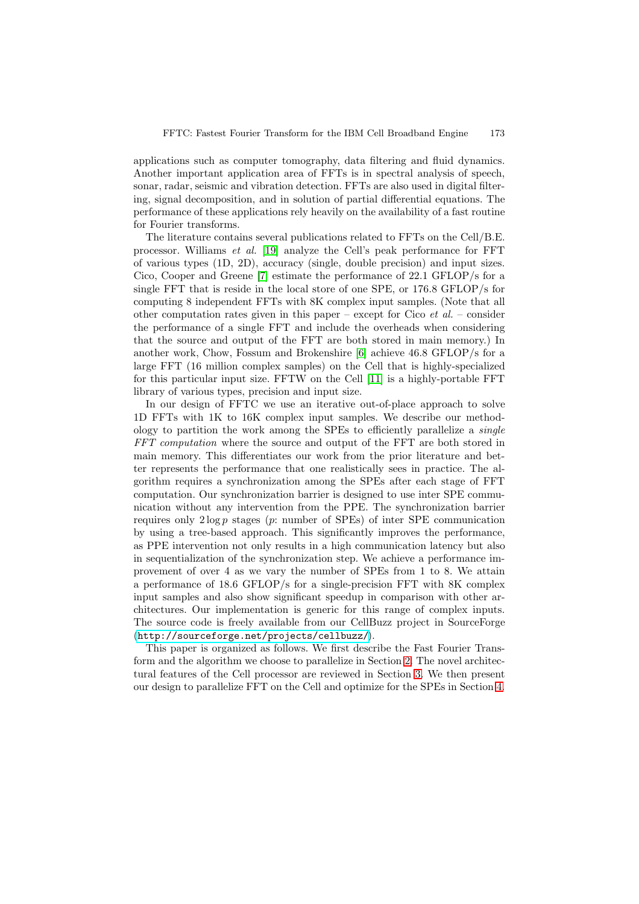applications such as computer tomography, data filtering and fluid dynamics. Another important application area of FFTs is in spectral analysis of speech, sonar, radar, seismic and vibration detection. FFTs are also used in digital filtering, signal decomposition, and in solution of partial differential equations. The performance of these applications rely heavily on the availability of a fast routine for Fourier transforms.

The literature contains several publications related to FFTs on the Cell/B.E. processor. Williams *et al.* [19] analyze the Cell's peak performance for FFT of various types (1D, 2D), accuracy (single, double precision) and input sizes. Cico, Cooper and Greene [7] estimate the performance of 22.1 GFLOP/s for a single FFT that is reside in the local store of one SPE, or 176.8 GFLOP/s for computing 8 independent FFTs with 8K complex input samples. (Note that all other computation rates given in this paper – except for Cico *et al.* – consider the performance of a single FFT and include the overheads when considering that the source and output of the FFT are both stored in main memory.) In another work, Chow, Fossum and Brokenshire [6] achieve 46.8 GFLOP/s for a large FFT (16 million complex samples) on the Cell that is highly-specialized for this particular input size. FFTW on the Cell [11] is a highly-portable FFT library of various types, precision and input size.

In our design of FFTC we use an iterative out-of-place approach to solve 1D FFTs with 1K to 16K complex input samples. We describe our methodology to partition the work among the SPEs to efficiently parallelize a *single FFT computation* where the source and output of the FFT are both stored in main memory. This differentiates our work from the prior literature and better represents the performance that one realistically sees in practice. The algorithm requires a synchronization among the SPEs after each stage of FFT computation. Our synchronization barrier is designed to use inter SPE communication without any intervention from the PPE. The synchronization barrier requires only $2 \log p$ stages ($p$: number of SPEs) of inter SPE communication by using a tree-based approach. This significantly improves the performance, as PPE intervention not only results in a high communication latency but also in sequentialization of the synchronization step. We achieve a performance improvement of over 4 as we vary the number of SPEs from 1 to 8. We attain a performance of 18.6 GFLOP/s for a single-precision FFT with 8K complex input samples and also show significant speedup in comparison with other architectures. Our implementation is generic for this range of complex inputs. The source code is freely available from our CellBuzz project in SourceForge (`http://sourceforge.net/projects/cellbuzz/`).

This paper is organized as follows. We first describe the Fast Fourier Transform and the algorithm we choose to parallelize in Section 2. The novel architectural features of the Cell processor are reviewed in Section 3. We then present our design to parallelize FFT on the Cell and optimize for the SPEs in Section 4.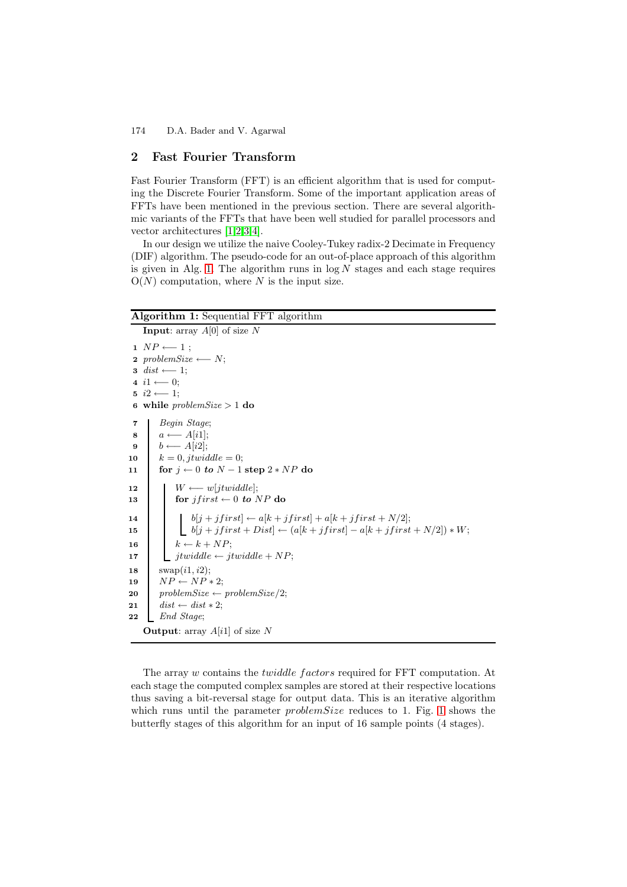## 2 Fast Fourier Transform

Fast Fourier Transform (FFT) is an efficient algorithm that is used for computing the Discrete Fourier Transform. Some of the important application areas of FFTs have been mentioned in the previous section. There are several algorithmic variants of the FFTs that have been well studied for parallel processors and vector architectures [1,2,3,4].

In our design we utilize the naive Cooley-Tukey radix-2 Decimate in Frequency (DIF) algorithm. The pseudo-code for an out-of-place approach of this algorithm is given in Alg. 1. The algorithm runs in $\log N$ stages and each stage requires $O(N)$ computation, where $N$ is the input size.

**Algorithm 1:** Sequential FFT algorithm

```
   Input: array A[0] of size N
1  NP ⟵ 1 ;
2  problemSize ⟵ N;
3  dist ⟵ 1;
4  i1 ⟵ 0;
5  i2 ⟵ 1;
6  while problemSize > 1 do
7      Begin Stage;
8      a ⟵ A[i1];
9      b ⟵ A[i2];
10     k = 0, jtwiddle = 0;
11     for j ← 0 to N − 1 step 2 * NP do
12         W ⟵ w[jtwiddle];
13         for jfirst ← 0 to NP do
14             b[j + jfirst] ← a[k + jfirst] + a[k + jfirst + N/2];
15             b[j + jfirst + Dist] ← (a[k + jfirst] − a[k + jfirst + N/2]) * W;
16         k ← k + NP;
17         jtwiddle ← jtwiddle + NP;
18     swap(i1, i2);
19     NP ← NP * 2;
20     problemSize ← problemSize/2;
21     dist ← dist * 2;
22     End Stage;
   Output: array A[i1] of size N
```

The array $w$ contains the *twiddle factors* required for FFT computation. At each stage the computed complex samples are stored at their respective locations thus saving a bit-reversal stage for output data. This is an iterative algorithm which runs until the parameter *problemSize* reduces to 1. Fig. 1 shows the butterfly stages of this algorithm for an input of 16 sample points (4 stages).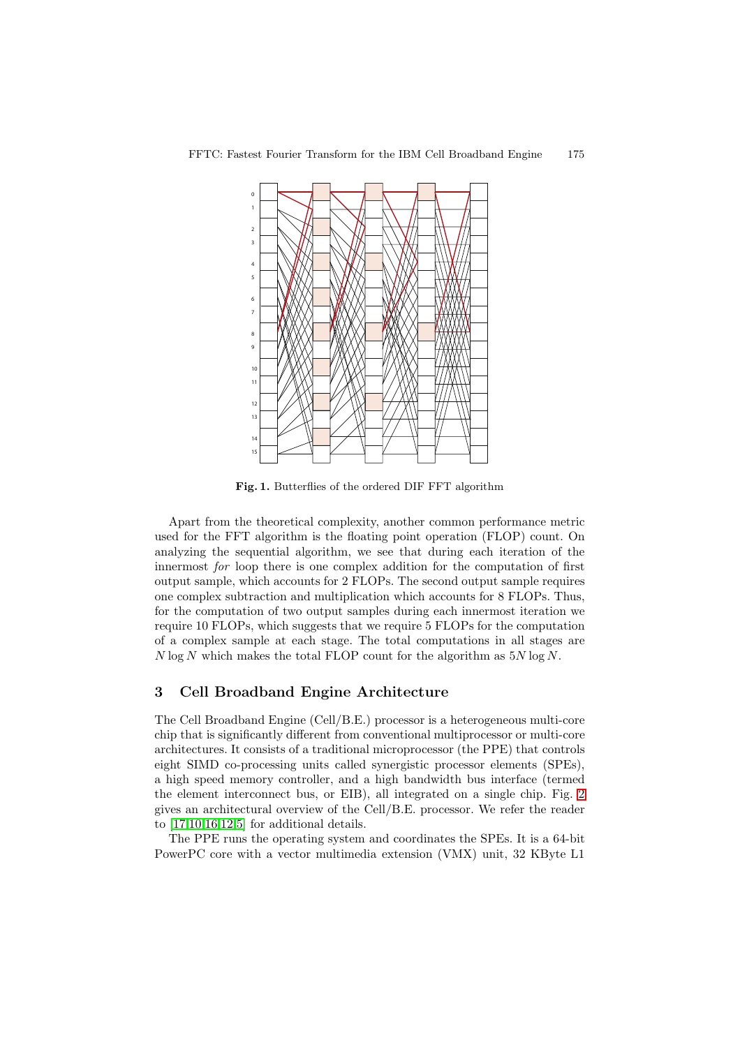Fig. 1. Butterflies of the ordered DIF FFT algorithm

Apart from the theoretical complexity, another common performance metric used for the FFT algorithm is the floating point operation (FLOP) count. On analyzing the sequential algorithm, we see that during each iteration of the innermost *for* loop there is one complex addition for the computation of first output sample, which accounts for 2 FLOPs. The second output sample requires one complex subtraction and multiplication which accounts for 8 FLOPs. Thus, for the computation of two output samples during each innermost iteration we require 10 FLOPs, which suggests that we require 5 FLOPs for the computation of a complex sample at each stage. The total computations in all stages are $N \log N$ which makes the total FLOP count for the algorithm as $5N \log N$.

## 3 Cell Broadband Engine Architecture

The Cell Broadband Engine (Cell/B.E.) processor is a heterogeneous multi-core chip that is significantly different from conventional multiprocessor or multi-core architectures. It consists of a traditional microprocessor (the PPE) that controls eight SIMD co-processing units called synergistic processor elements (SPEs), a high speed memory controller, and a high bandwidth bus interface (termed the element interconnect bus, or EIB), all integrated on a single chip. Fig. 2 gives an architectural overview of the Cell/B.E. processor. We refer the reader to [17,10,16,12,5] for additional details.

The PPE runs the operating system and coordinates the SPEs. It is a 64-bit PowerPC core with a vector multimedia extension (VMX) unit, 32 KByte L1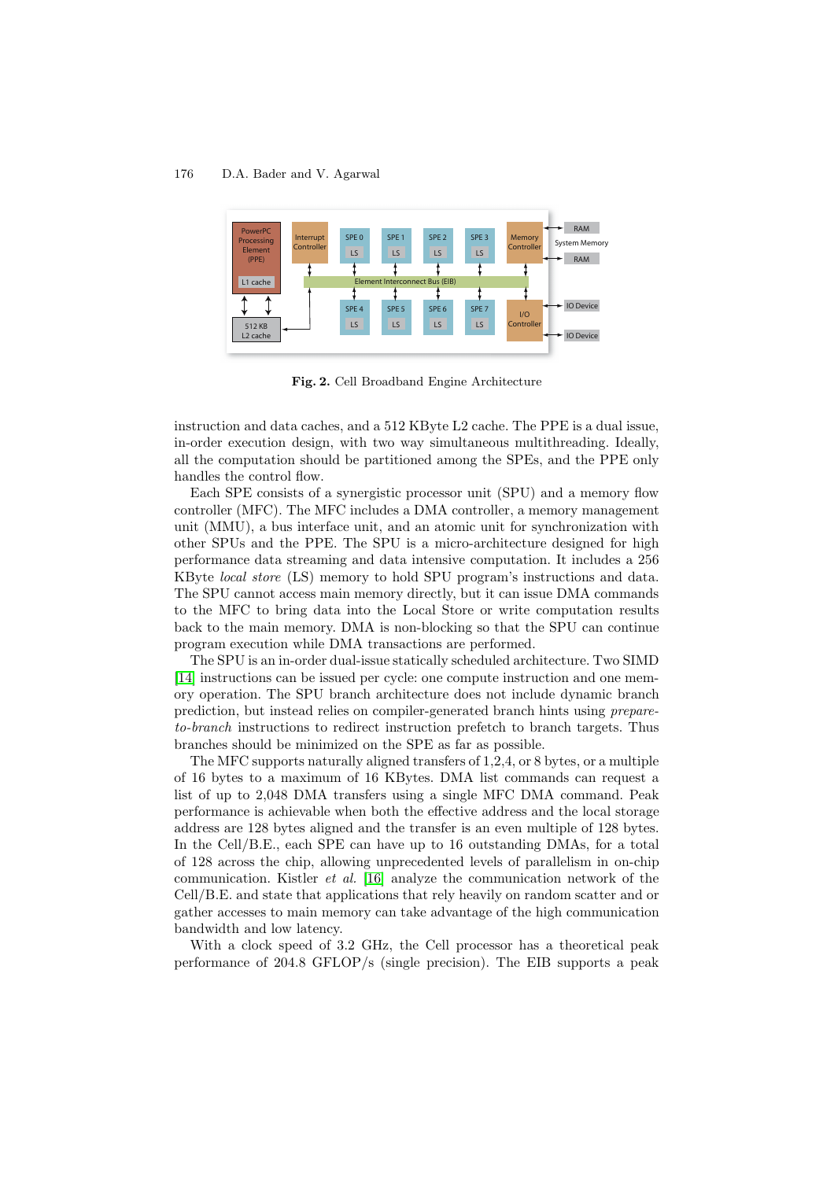**Fig. 2.** Cell Broadband Engine Architecture

instruction and data caches, and a 512 KByte L2 cache. The PPE is a dual issue, in-order execution design, with two way simultaneous multithreading. Ideally, all the computation should be partitioned among the SPEs, and the PPE only handles the control flow.

Each SPE consists of a synergistic processor unit (SPU) and a memory flow controller (MFC). The MFC includes a DMA controller, a memory management unit (MMU), a bus interface unit, and an atomic unit for synchronization with other SPUs and the PPE. The SPU is a micro-architecture designed for high performance data streaming and data intensive computation. It includes a 256 KByte *local store* (LS) memory to hold SPU program's instructions and data. The SPU cannot access main memory directly, but it can issue DMA commands to the MFC to bring data into the Local Store or write computation results back to the main memory. DMA is non-blocking so that the SPU can continue program execution while DMA transactions are performed.

The SPU is an in-order dual-issue statically scheduled architecture. Two SIMD [14] instructions can be issued per cycle: one compute instruction and one memory operation. The SPU branch architecture does not include dynamic branch prediction, but instead relies on compiler-generated branch hints using *prepare-to-branch* instructions to redirect instruction prefetch to branch targets. Thus branches should be minimized on the SPE as far as possible.

The MFC supports naturally aligned transfers of 1,2,4, or 8 bytes, or a multiple of 16 bytes to a maximum of 16 KBytes. DMA list commands can request a list of up to 2,048 DMA transfers using a single MFC DMA command. Peak performance is achievable when both the effective address and the local storage address are 128 bytes aligned and the transfer is an even multiple of 128 bytes. In the Cell/B.E., each SPE can have up to 16 outstanding DMAs, for a total of 128 across the chip, allowing unprecedented levels of parallelism in on-chip communication. Kistler *et al.* [16] analyze the communication network of the Cell/B.E. and state that applications that rely heavily on random scatter and or gather accesses to main memory can take advantage of the high communication bandwidth and low latency.

With a clock speed of 3.2 GHz, the Cell processor has a theoretical peak performance of 204.8 GFLOP/s (single precision). The EIB supports a peak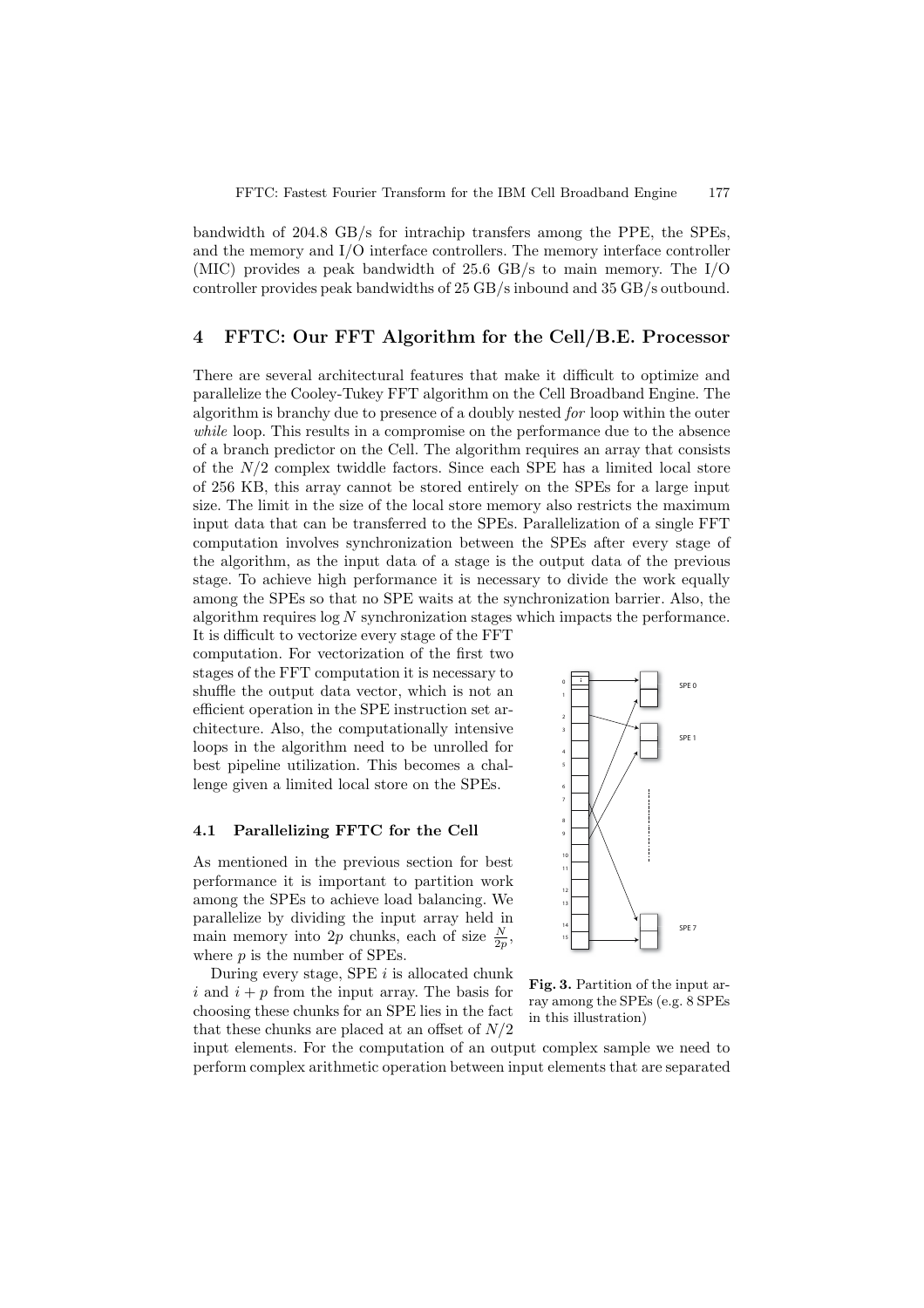bandwidth of 204.8 GB/s for intrachip transfers among the PPE, the SPEs, and the memory and I/O interface controllers. The memory interface controller (MIC) provides a peak bandwidth of 25.6 GB/s to main memory. The I/O controller provides peak bandwidths of 25 GB/s inbound and 35 GB/s outbound.

## 4 FFTC: Our FFT Algorithm for the Cell/B.E. Processor

There are several architectural features that make it difficult to optimize and parallelize the Cooley-Tukey FFT algorithm on the Cell Broadband Engine. The algorithm is branchy due to presence of a doubly nested *for* loop within the outer *while* loop. This results in a compromise on the performance due to the absence of a branch predictor on the Cell. The algorithm requires an array that consists of the $N/2$ complex twiddle factors. Since each SPE has a limited local store of 256 KB, this array cannot be stored entirely on the SPEs for a large input size. The limit in the size of the local store memory also restricts the maximum input data that can be transferred to the SPEs. Parallelization of a single FFT computation involves synchronization between the SPEs after every stage of the algorithm, as the input data of a stage is the output data of the previous stage. To achieve high performance it is necessary to divide the work equally among the SPEs so that no SPE waits at the synchronization barrier. Also, the algorithm requires $\log N$ synchronization stages which impacts the performance. It is difficult to vectorize every stage of the FFT computation. For vectorization of the first two stages of the FFT computation it is necessary to shuffle the output data vector, which is not an efficient operation in the SPE instruction set architecture. Also, the computationally intensive loops in the algorithm need to be unrolled for best pipeline utilization. This becomes a challenge given a limited local store on the SPEs.

### 4.1 Parallelizing FFTC for the Cell

As mentioned in the previous section for best performance it is important to partition work among the SPEs to achieve load balancing. We parallelize by dividing the input array held in main memory into $2p$ chunks, each of size $\frac{N}{2p}$, where $p$ is the number of SPEs.

0
1
2
3
4
5
6
7
8
9
10
11
12
13
14
15
SPE 0
SPE 1
SPE 7

**Fig. 3.** Partition of the input array among the SPEs (e.g. 8 SPEs in this illustration)

During every stage, SPE $i$ is allocated chunk $i$ and $i+p$ from the input array. The basis for choosing these chunks for an SPE lies in the fact that these chunks are placed at an offset of $N/2$ input elements. For the computation of an output complex sample we need to perform complex arithmetic operation between input elements that are separated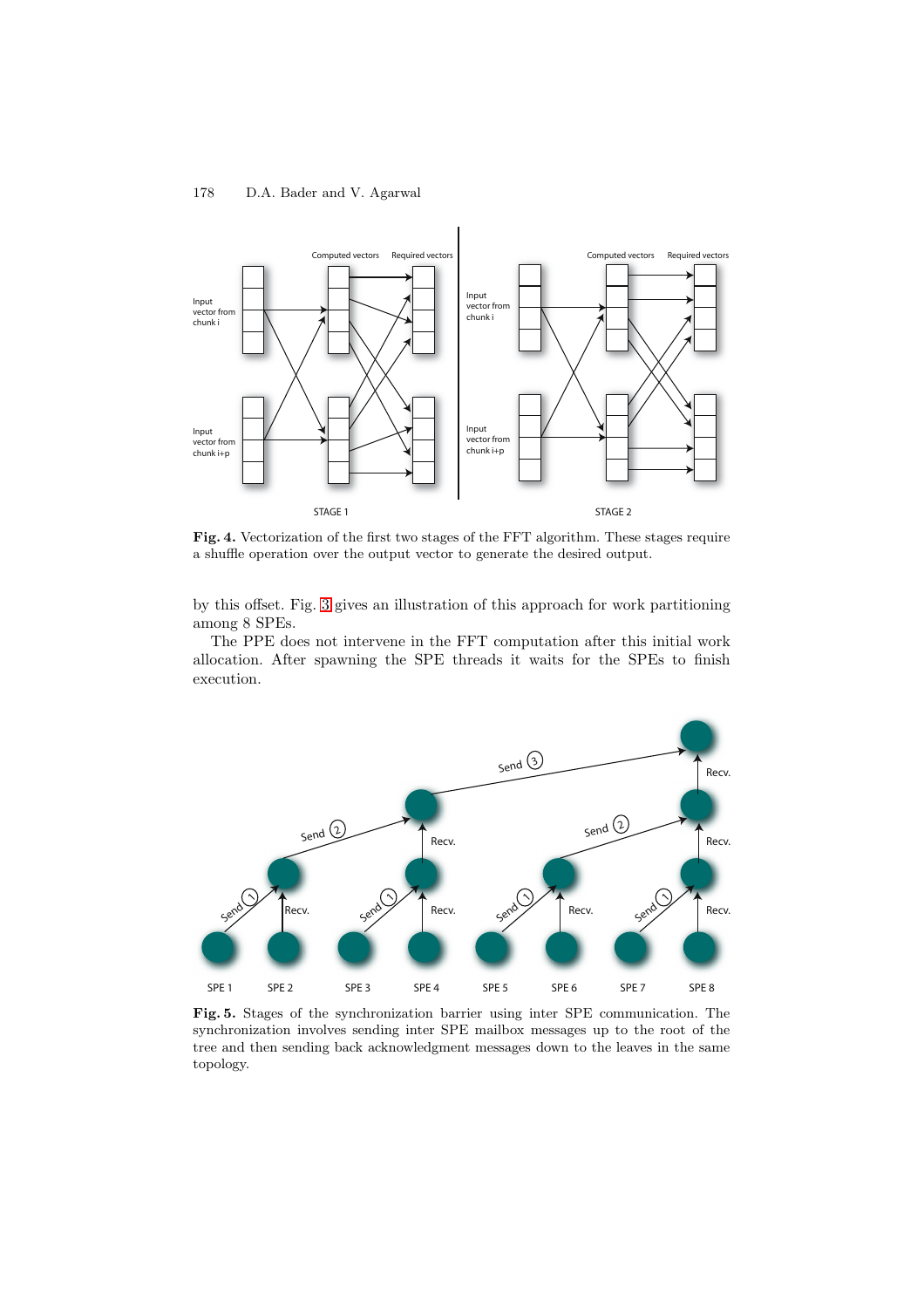**Fig. 4.** Vectorization of the first two stages of the FFT algorithm. These stages require a shuffle operation over the output vector to generate the desired output.

by this offset. Fig. 3 gives an illustration of this approach for work partitioning among 8 SPEs.

The PPE does not intervene in the FFT computation after this initial work allocation. After spawning the SPE threads it waits for the SPEs to finish execution.

**Fig. 5.** Stages of the synchronization barrier using inter SPE communication. The synchronization involves sending inter SPE mailbox messages up to the root of the tree and then sending back acknowledgment messages down to the leaves in the same topology.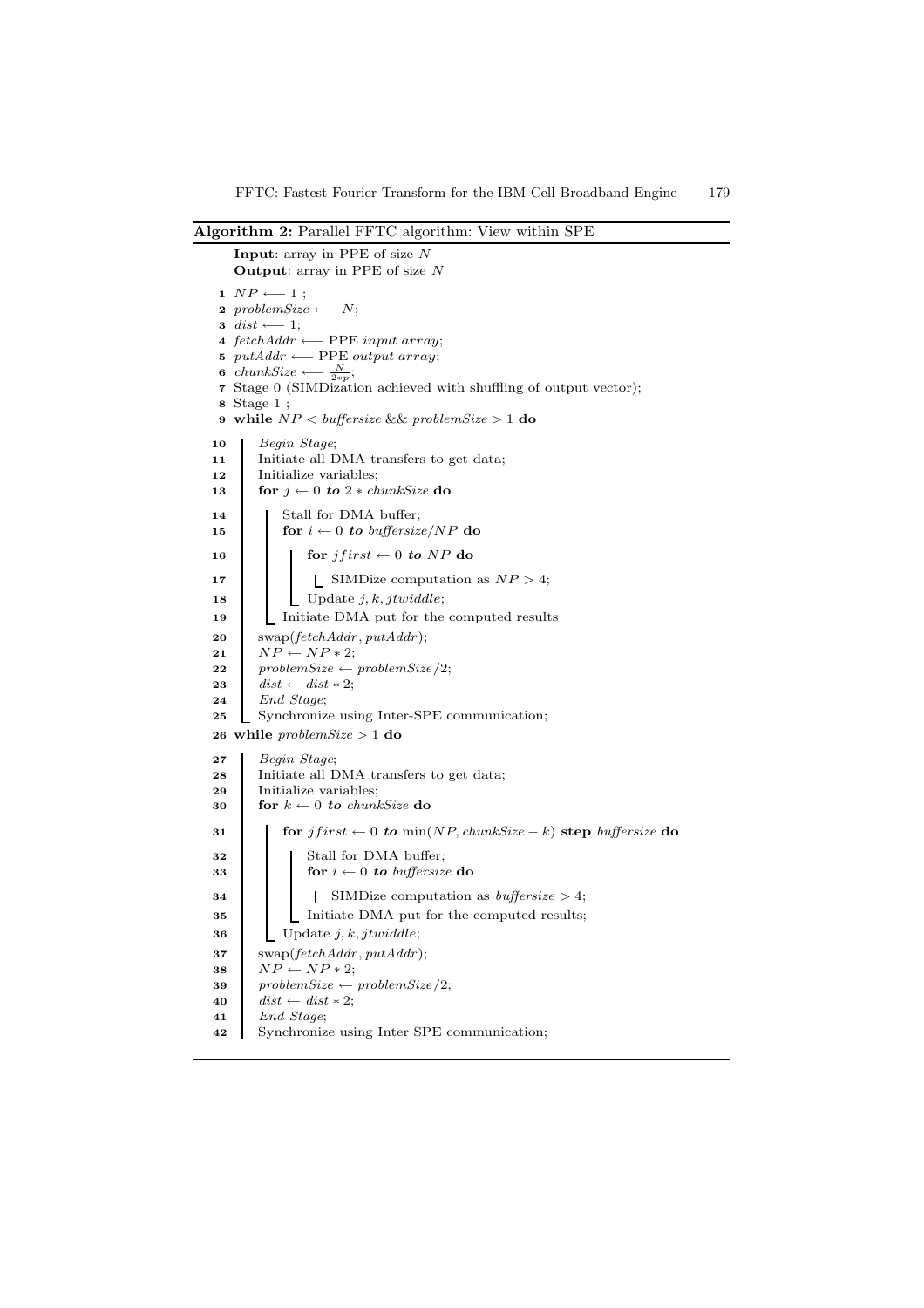**Algorithm 2:** Parallel FFTC algorithm: View within SPE

**Input**: array in PPE of size $N$
**Output**: array in PPE of size $N$

```
1  NP ⟵ 1 ;
2  problemSize ⟵ N;
3  dist ⟵ 1;
4  fetchAddr ⟵ PPE input array;
5  putAddr ⟵ PPE output array;
6  chunkSize ⟵ N/(2*p);
7  Stage 0 (SIMDization achieved with shuffling of output vector);
8  Stage 1 ;
9  while NP < buffersize && problemSize > 1 do
10     Begin Stage;
11     Initiate all DMA transfers to get data;
12     Initialize variables;
13     for j ← 0 to 2 * chunkSize do
14         Stall for DMA buffer;
15         for i ← 0 to buffersize/NP do
16             for jfirst ← 0 to NP do
17                 SIMDize computation as NP > 4;
18             Update j, k, jtwiddle;
19         Initiate DMA put for the computed results
20     swap(fetchAddr, putAddr);
21     NP ← NP * 2;
22     problemSize ← problemSize/2;
23     dist ← dist * 2;
24     End Stage;
25     Synchronize using Inter-SPE communication;
26 while problemSize > 1 do
27     Begin Stage;
28     Initiate all DMA transfers to get data;
29     Initialize variables;
30     for k ← 0 to chunkSize do
31         for jfirst ← 0 to min(NP, chunkSize − k) step buffersize do
32             Stall for DMA buffer;
33             for i ← 0 to buffersize do
34                 SIMDize computation as buffersize > 4;
35             Initiate DMA put for the computed results;
36         Update j, k, jtwiddle;
37     swap(fetchAddr, putAddr);
38     NP ← NP * 2;
39     problemSize ← problemSize/2;
40     dist ← dist * 2;
41     End Stage;
42     Synchronize using Inter SPE communication;
```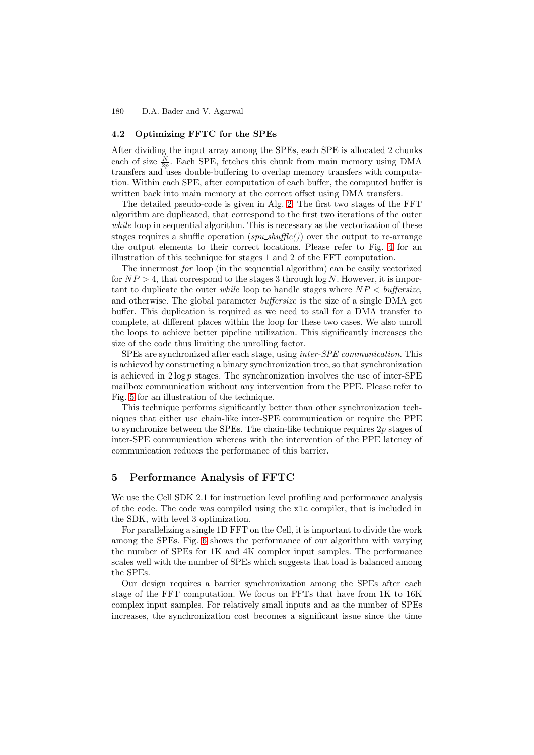### 4.2 Optimizing FFTC for the SPEs

After dividing the input array among the SPEs, each SPE is allocated 2 chunks each of size $\frac{N}{2p}$. Each SPE, fetches this chunk from main memory using DMA transfers and uses double-buffering to overlap memory transfers with computation. Within each SPE, after computation of each buffer, the computed buffer is written back into main memory at the correct offset using DMA transfers.

The detailed pseudo-code is given in Alg. 2. The first two stages of the FFT algorithm are duplicated, that correspond to the first two iterations of the outer *while* loop in sequential algorithm. This is necessary as the vectorization of these stages requires a shuffle operation (*spu_shuffle()*) over the output to re-arrange the output elements to their correct locations. Please refer to Fig. 4 for an illustration of this technique for stages 1 and 2 of the FFT computation.

The innermost *for* loop (in the sequential algorithm) can be easily vectorized for $NP > 4$, that correspond to the stages 3 through $\log N$. However, it is important to duplicate the outer *while* loop to handle stages where $NP <$ *buffersize*, and otherwise. The global parameter *buffersize* is the size of a single DMA get buffer. This duplication is required as we need to stall for a DMA transfer to complete, at different places within the loop for these two cases. We also unroll the loops to achieve better pipeline utilization. This significantly increases the size of the code thus limiting the unrolling factor.

SPEs are synchronized after each stage, using *inter-SPE communication*. This is achieved by constructing a binary synchronization tree, so that synchronization is achieved in $2 \log p$ stages. The synchronization involves the use of inter-SPE mailbox communication without any intervention from the PPE. Please refer to Fig. 5 for an illustration of the technique.

This technique performs significantly better than other synchronization techniques that either use chain-like inter-SPE communication or require the PPE to synchronize between the SPEs. The chain-like technique requires $2p$ stages of inter-SPE communication whereas with the intervention of the PPE latency of communication reduces the performance of this barrier.

## 5 Performance Analysis of FFTC

We use the Cell SDK 2.1 for instruction level profiling and performance analysis of the code. The code was compiled using the `xlc` compiler, that is included in the SDK, with level 3 optimization.

For parallelizing a single 1D FFT on the Cell, it is important to divide the work among the SPEs. Fig. 6 shows the performance of our algorithm with varying the number of SPEs for 1K and 4K complex input samples. The performance scales well with the number of SPEs which suggests that load is balanced among the SPEs.

Our design requires a barrier synchronization among the SPEs after each stage of the FFT computation. We focus on FFTs that have from 1K to 16K complex input samples. For relatively small inputs and as the number of SPEs increases, the synchronization cost becomes a significant issue since the time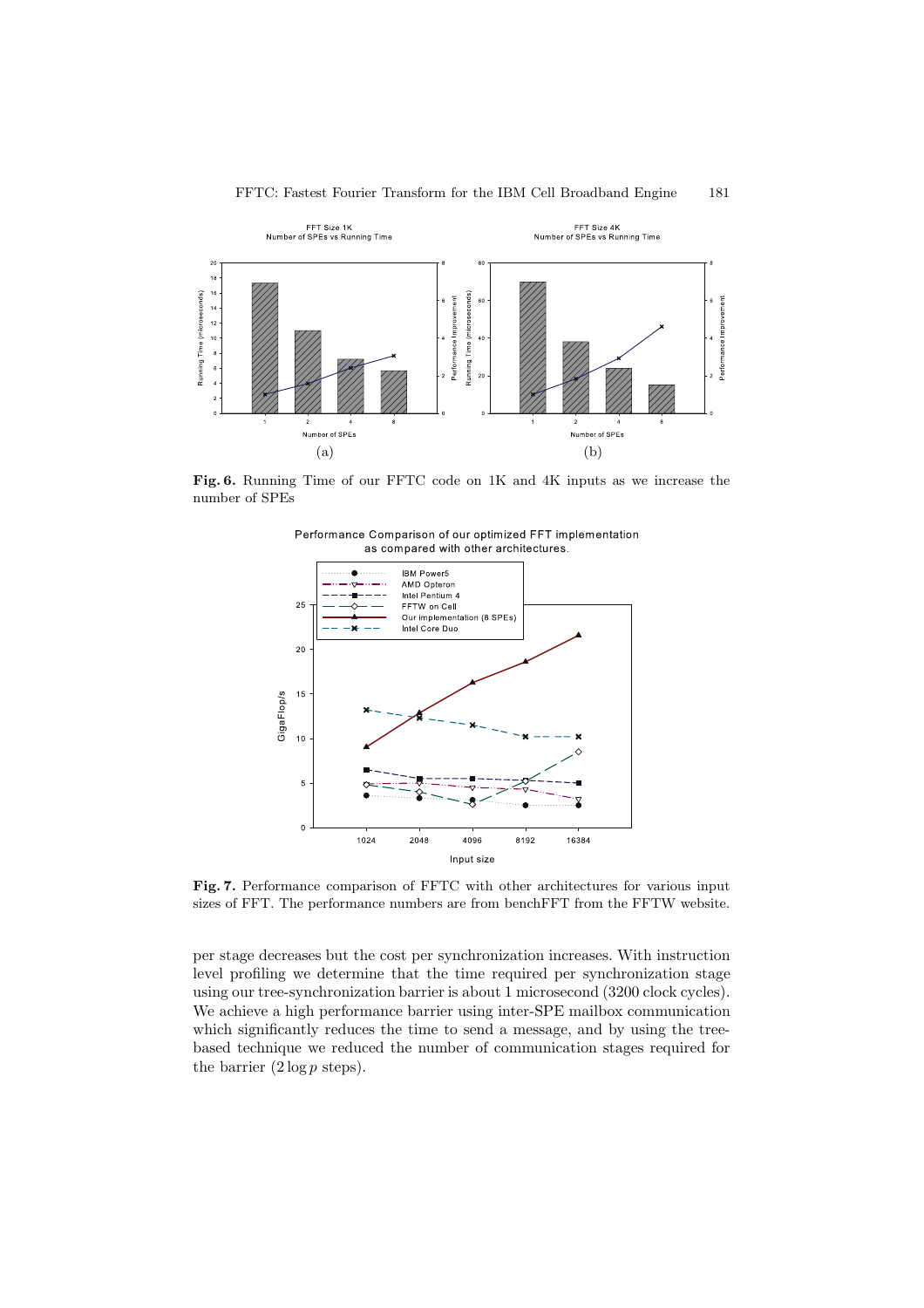**Fig. 6.** Running Time of our FFTC code on 1K and 4K inputs as we increase the number of SPEs

**Fig. 7.** Performance comparison of FFTC with other architectures for various input sizes of FFT. The performance numbers are from benchFFT from the FFTW website.

per stage decreases but the cost per synchronization increases. With instruction level profiling we determine that the time required per synchronization stage using our tree-synchronization barrier is about 1 microsecond (3200 clock cycles). We achieve a high performance barrier using inter-SPE mailbox communication which significantly reduces the time to send a message, and by using the tree-based technique we reduced the number of communication stages required for the barrier ($2 \log p$ steps).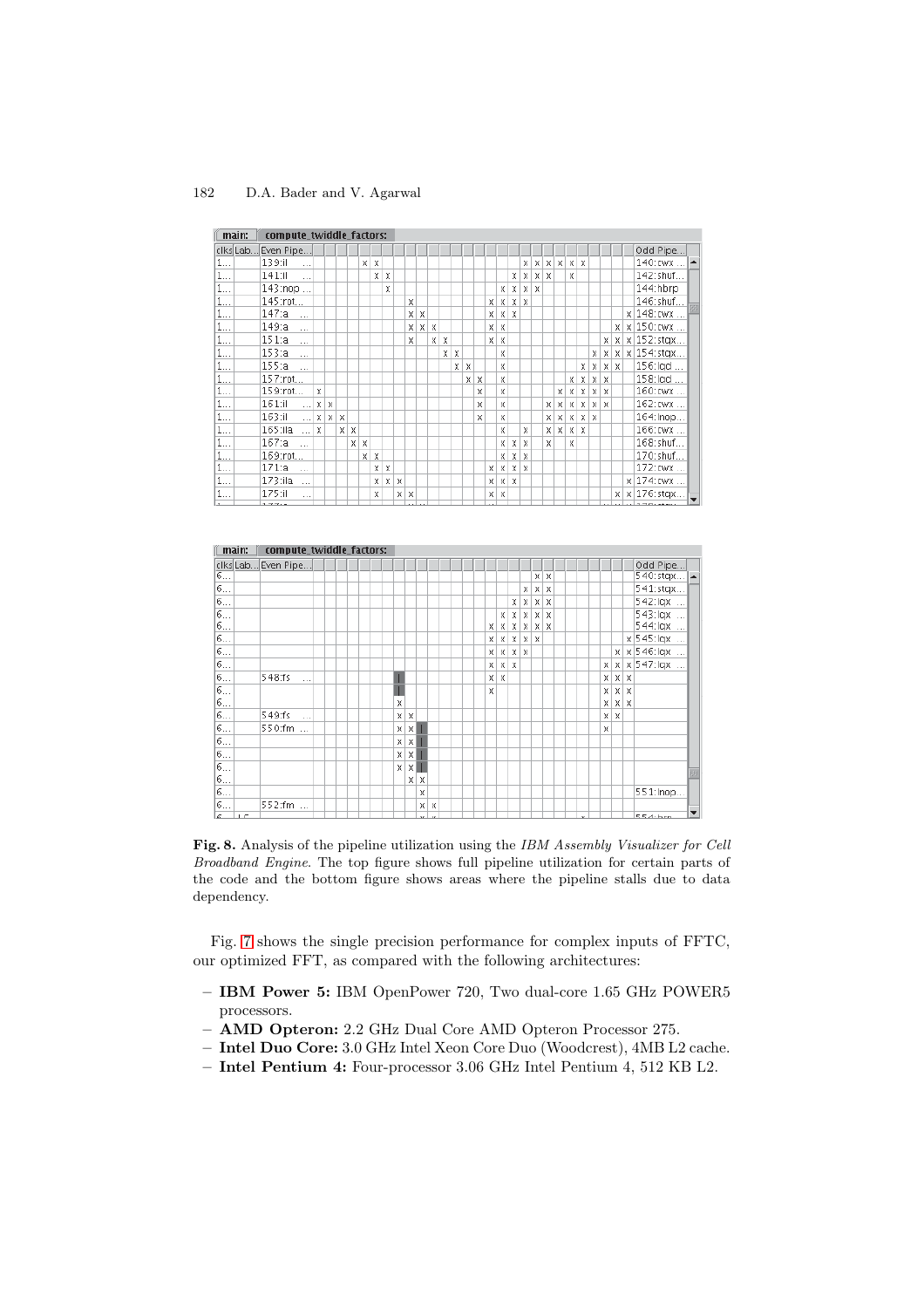**Fig. 8.** Analysis of the pipeline utilization using the *IBM Assembly Visualizer for Cell Broadband Engine*. The top figure shows full pipeline utilization for certain parts of the code and the bottom figure shows areas where the pipeline stalls due to data dependency.

Fig. 7 shows the single precision performance for complex inputs of FFTC, our optimized FFT, as compared with the following architectures:

- **IBM Power 5:** IBM OpenPower 720, Two dual-core 1.65 GHz POWER5 processors.
- **AMD Opteron:** 2.2 GHz Dual Core AMD Opteron Processor 275.
- **Intel Duo Core:** 3.0 GHz Intel Xeon Core Duo (Woodcrest), 4MB L2 cache.
- **Intel Pentium 4:** Four-processor 3.06 GHz Intel Pentium 4, 512 KB L2.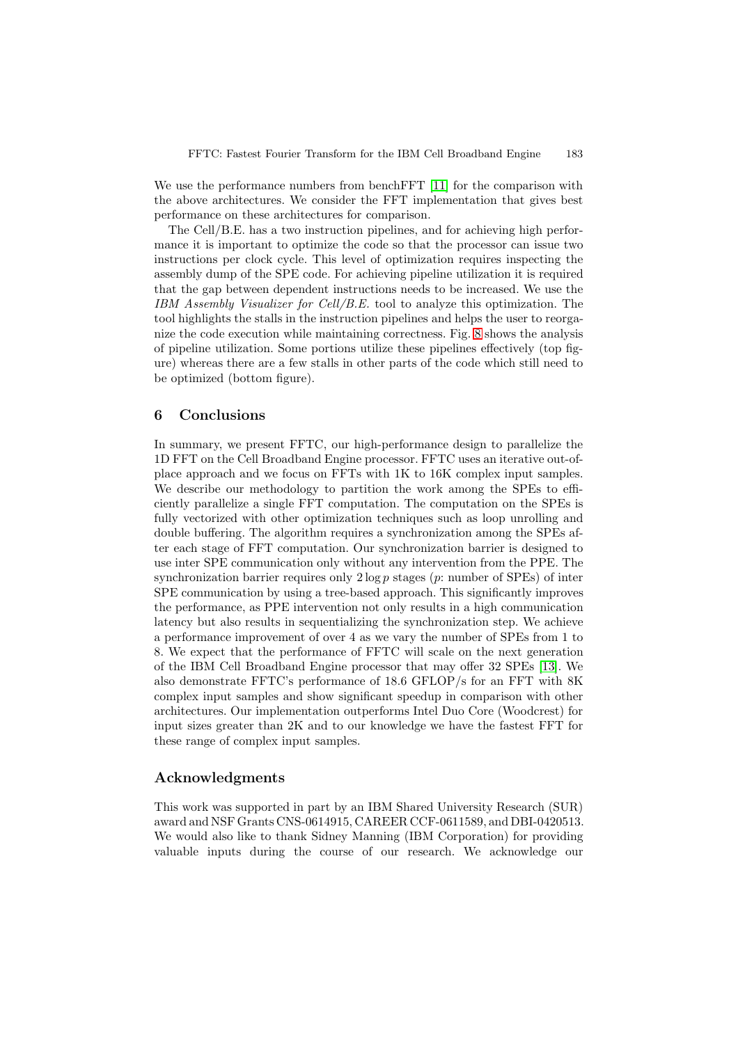We use the performance numbers from benchFFT [11] for the comparison with the above architectures. We consider the FFT implementation that gives best performance on these architectures for comparison.

The Cell/B.E. has a two instruction pipelines, and for achieving high performance it is important to optimize the code so that the processor can issue two instructions per clock cycle. This level of optimization requires inspecting the assembly dump of the SPE code. For achieving pipeline utilization it is required that the gap between dependent instructions needs to be increased. We use the *IBM Assembly Visualizer for Cell/B.E.* tool to analyze this optimization. The tool highlights the stalls in the instruction pipelines and helps the user to reorganize the code execution while maintaining correctness. Fig. 8 shows the analysis of pipeline utilization. Some portions utilize these pipelines effectively (top figure) whereas there are a few stalls in other parts of the code which still need to be optimized (bottom figure).

## 6 Conclusions

In summary, we present FFTC, our high-performance design to parallelize the 1D FFT on the Cell Broadband Engine processor. FFTC uses an iterative out-of-place approach and we focus on FFTs with 1K to 16K complex input samples. We describe our methodology to partition the work among the SPEs to efficiently parallelize a single FFT computation. The computation on the SPEs is fully vectorized with other optimization techniques such as loop unrolling and double buffering. The algorithm requires a synchronization among the SPEs after each stage of FFT computation. Our synchronization barrier is designed to use inter SPE communication only without any intervention from the PPE. The synchronization barrier requires only $2 \log p$ stages ($p$: number of SPEs) of inter SPE communication by using a tree-based approach. This significantly improves the performance, as PPE intervention not only results in a high communication latency but also results in sequentializing the synchronization step. We achieve a performance improvement of over 4 as we vary the number of SPEs from 1 to 8. We expect that the performance of FFTC will scale on the next generation of the IBM Cell Broadband Engine processor that may offer 32 SPEs [13]. We also demonstrate FFTC's performance of 18.6 GFLOP/s for an FFT with 8K complex input samples and show significant speedup in comparison with other architectures. Our implementation outperforms Intel Duo Core (Woodcrest) for input sizes greater than 2K and to our knowledge we have the fastest FFT for these range of complex input samples.

## Acknowledgments

This work was supported in part by an IBM Shared University Research (SUR) award and NSF Grants CNS-0614915, CAREER CCF-0611589, and DBI-0420513. We would also like to thank Sidney Manning (IBM Corporation) for providing valuable inputs during the course of our research. We acknowledge our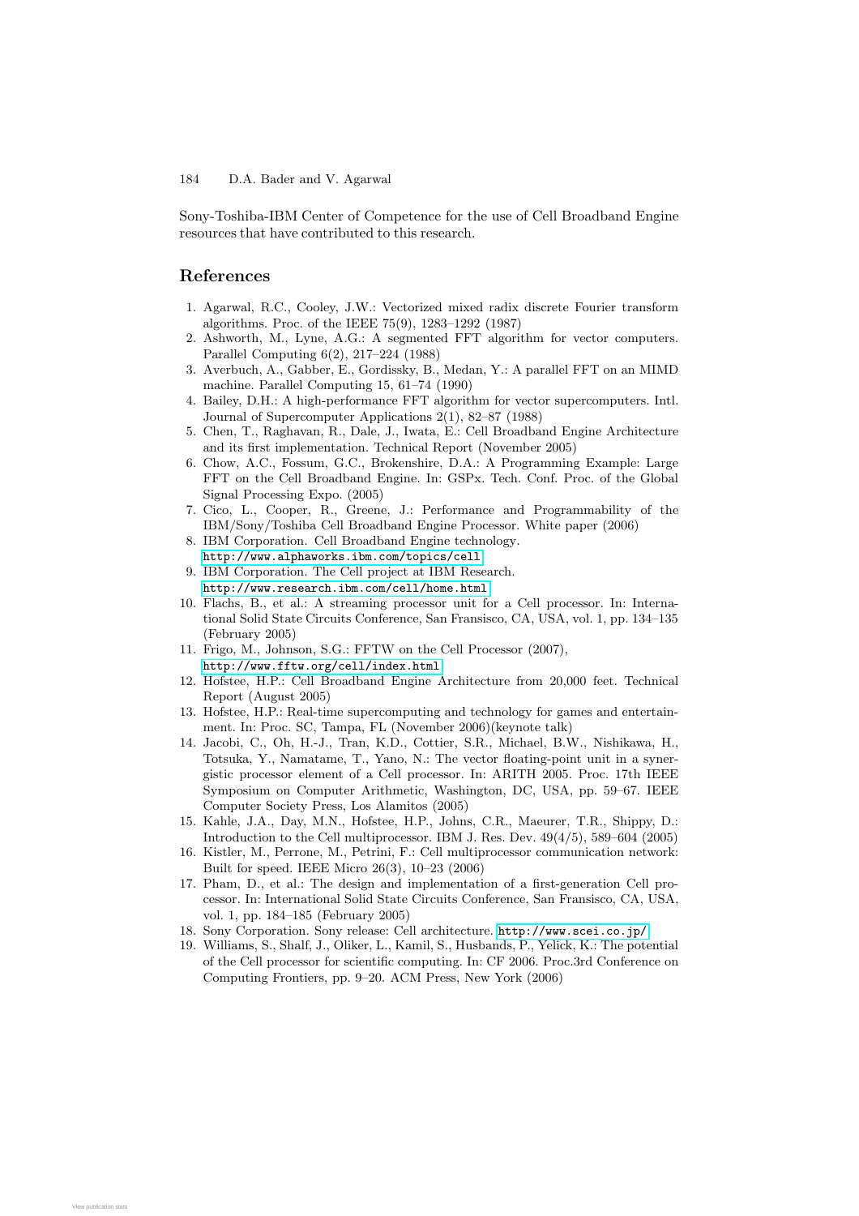Sony-Toshiba-IBM Center of Competence for the use of Cell Broadband Engine resources that have contributed to this research.

## References

1. Agarwal, R.C., Cooley, J.W.: Vectorized mixed radix discrete Fourier transform algorithms. Proc. of the IEEE 75(9), 1283–1292 (1987)
2. Ashworth, M., Lyne, A.G.: A segmented FFT algorithm for vector computers. Parallel Computing 6(2), 217–224 (1988)
3. Averbuch, A., Gabber, E., Gordissky, B., Medan, Y.: A parallel FFT on an MIMD machine. Parallel Computing 15, 61–74 (1990)
4. Bailey, D.H.: A high-performance FFT algorithm for vector supercomputers. Intl. Journal of Supercomputer Applications 2(1), 82–87 (1988)
5. Chen, T., Raghavan, R., Dale, J., Iwata, E.: Cell Broadband Engine Architecture and its first implementation. Technical Report (November 2005)
6. Chow, A.C., Fossum, G.C., Brokenshire, D.A.: A Programming Example: Large FFT on the Cell Broadband Engine. In: GSPx. Tech. Conf. Proc. of the Global Signal Processing Expo. (2005)
7. Cico, L., Cooper, R., Greene, J.: Performance and Programmability of the IBM/Sony/Toshiba Cell Broadband Engine Processor. White paper (2006)
8. IBM Corporation. Cell Broadband Engine technology. http://www.alphaworks.ibm.com/topics/cell
9. IBM Corporation. The Cell project at IBM Research. http://www.research.ibm.com/cell/home.html
10. Flachs, B., et al.: A streaming processor unit for a Cell processor. In: International Solid State Circuits Conference, San Fransisco, CA, USA, vol. 1, pp. 134–135 (February 2005)
11. Frigo, M., Johnson, S.G.: FFTW on the Cell Processor (2007), http://www.fftw.org/cell/index.html
12. Hofstee, H.P.: Cell Broadband Engine Architecture from 20,000 feet. Technical Report (August 2005)
13. Hofstee, H.P.: Real-time supercomputing and technology for games and entertainment. In: Proc. SC, Tampa, FL (November 2006)(keynote talk)
14. Jacobi, C., Oh, H.-J., Tran, K.D., Cottier, S.R., Michael, B.W., Nishikawa, H., Totsuka, Y., Namatame, T., Yano, N.: The vector floating-point unit in a synergistic processor element of a Cell processor. In: ARITH 2005. Proc. 17th IEEE Symposium on Computer Arithmetic, Washington, DC, USA, pp. 59–67. IEEE Computer Society Press, Los Alamitos (2005)
15. Kahle, J.A., Day, M.N., Hofstee, H.P., Johns, C.R., Maeurer, T.R., Shippy, D.: Introduction to the Cell multiprocessor. IBM J. Res. Dev. 49(4/5), 589–604 (2005)
16. Kistler, M., Perrone, M., Petrini, F.: Cell multiprocessor communication network: Built for speed. IEEE Micro 26(3), 10–23 (2006)
17. Pham, D., et al.: The design and implementation of a first-generation Cell processor. In: International Solid State Circuits Conference, San Fransisco, CA, USA, vol. 1, pp. 184–185 (February 2005)
18. Sony Corporation. Sony release: Cell architecture. http://www.scei.co.jp/
19. Williams, S., Shalf, J., Oliker, L., Kamil, S., Husbands, P., Yelick, K.: The potential of the Cell processor for scientific computing. In: CF 2006. Proc.3rd Conference on Computing Frontiers, pp. 9–20. ACM Press, New York (2006)